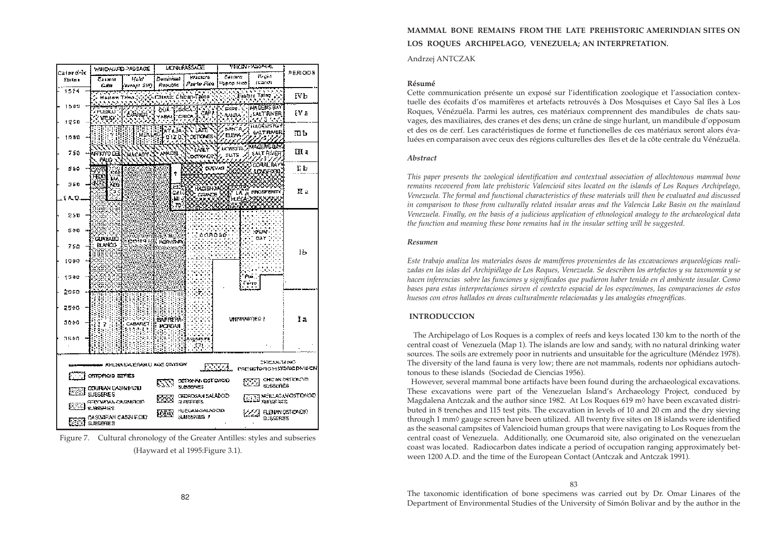Figure 7. Cultural chronology of the Greater Antilles: styles and subseries (Hayward et al 1995:Figure 3.1).

# MAMMAL BONE REMAINS FROM THE LATE PREHISTORIC AMERINDIAN SITES ON LOS ROQUES ARCHIPELAGO, VENEZUELA; AN INTERPRETATION.

Andrzej ANTCZAK

### Résumé

Cette communication présente un exposé sur l'identification zoologique et l'association contextuelle des écofaits d'os mamifères et artefacts retrouvés à Dos Mosquises et Cayo Sal îles à Los Roques, Vénézuéla. Parmi les autres, ces matériaux comprennent des mandibules de chats sauvages, des maxiliaires, des cranes et des dens; un crâne de singe hurlant, un mandibule d'opposum et des os de cerf. Les caractéristiques de forme et functionelles de ces matériaux seront alors évaluées en comparaison avec ceux des régions culturelles des îles et de la côte centrale du Vénézuéla.

### *Abstract*

*This paper presents the zoological identification and contextual association of allochtonous mammal bone remains recovered from late prehistoric Valencioid sites located on the islands of Los Roques Archipelago, Venezuela. The formal and functional characteristics of these materials will then be evaluated and discussed in comparison to those from culturally related insular areas and the Valencia Lake Basin on the mainland Venezuela. Finally, on the basis of a judicious application of ethnological analogy to the archaeological data the function and meaning these bone remains had in the insular setting will be suggested.*

### *Resumen*

*Este trabajo analiza los materiales óseos de mamíferos provenientes de las excavaciones arqueológicas realizadas en las islas del Archipiélago de Los Roques, Venezuela. Se describen los artefactos y su taxonomía y se hacen inferencias sobre las funciones y significados que pudieron haber tenido en el ambiente insular. Como bases para estas interpretaciones sirven el contexto espacial de los especímenes, las comparaciones de estos huesos con otros hallados en áreas culturalmente relacionadas y las analogías etnográficas.*

## INTRODUCCION

The Archipelago of Los Roques is a complex of reefs and keys located 130 km to the north of the central coast of Venezuela (Map 1). The islands are low and sandy, with no natural drinking water sources. The soils are extremely poor in nutrients and unsuitable for the agriculture (Méndez 1978). The diversity of the land fauna is very low; there are not mammals, rodents nor ophidians autochtonous to these islands (Sociedad de Ciencias 1956).

However, several mammal bone artifacts have been found during the archaeological excavations. These excavations were part of the Venezuelan Island's Archaeology Project, conduced by Magdalena Antczak and the author since 1982. At Los Roques 619 m◊ have been excavated distributed in 8 trenches and 115 test pits. The excavation in levels of 10 and 20 cm and the dry sieving through 1 mm◊ gauge screen have been utilized. All twenty five sites on 18 islands were identified as the seasonal campsites of Valencioid human groups that were navigating to Los Roques from the central coast of Venezuela. Additionally, one Ocumaroid site, also originated on the venezuelan coast was located. Radiocarbon dates indicate a period of occupation ranging approximately between 1200 A.D. and the time of the European Contact (Antczak and Antczak 1991).

The taxonomic identification of bone specimens was carried out by Dr. Omar Linares of the Department of Environmental Studies of the University of Simón Bolivar and by the author in the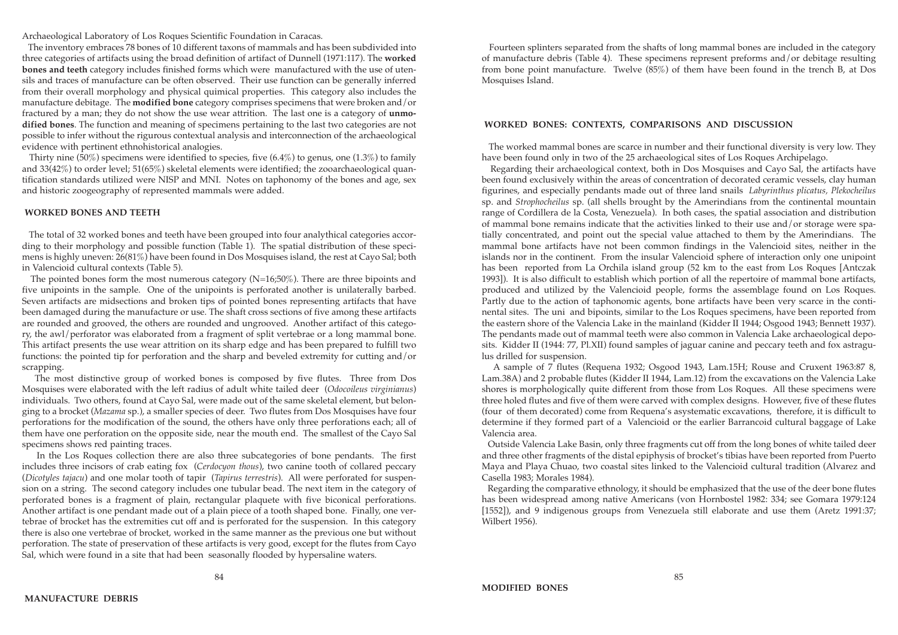Archaeological Laboratory of Los Roques Scientific Foundation in Caracas.

The inventory embraces 78 bones of 10 different taxons of mammals and has been subdivided into three categories of artifacts using the broad definition of artifact of Dunnell (1971:117). The **worked bones and teeth** category includes finished forms which were manufactured with the use of utensils and traces of manufacture can be often observed. Their use function can be generally inferred from their overall morphology and physical quimical properties. This category also includes the manufacture debitage. The **modified bone** category comprises specimens that were broken and/or fractured by a man; they do not show the use wear attrition. The last one is a category of **unmodified bones**. The function and meaning of specimens pertaining to the last two categories are not possible to infer without the rigurous contextual analysis and interconnection of the archaeological evidence with pertinent ethnohistorical analogies.

Thirty nine (50%) specimens were identified to species, five (6.4%) to genus, one (1.3%) to family and 33(42%) to order level; 51(65%) skeletal elements were identified; the zooarchaeological quantification standards utilized were NISP and MNI. Notes on taphonomy of the bones and age, sex and historic zoogeography of represented mammals were added.

## WORKED BONES AND TEETH

The total of 32 worked bones and teeth have been grouped into four analythical categories according to their morphology and possible function (Table 1). The spatial distribution of these specimens is highly uneven: 26(81%) have been found in Dos Mosquises island, the rest at Cayo Sal; both in Valencioid cultural contexts (Table 5).

The pointed bones form the most numerous category (N=16;50%). There are three bipoints and five unipoints in the sample. One of the unipoints is perforated another is unilaterally barbed. Seven artifacts are midsections and broken tips of pointed bones representing artifacts that have been damaged during the manufacture or use. The shaft cross sections of five among these artifacts are rounded and grooved, the others are rounded and ungrooved. Another artifact of this category, the awl/perforator was elaborated from a fragment of split vertebrae or a long mammal bone. This artifact presents the use wear attrition on its sharp edge and has been prepared to fulfill two functions: the pointed tip for perforation and the sharp and beveled extremity for cutting and/or scrapping.

The most distinctive group of worked bones is composed by five flutes. Three from Dos Mosquises were elaborated with the left radius of adult white tailed deer (*Odocoileus virginianus*) individuals. Two others, found at Cayo Sal, were made out of the same skeletal element, but belonging to a brocket (*Mazama* sp.), a smaller species of deer. Two flutes from Dos Mosquises have four perforations for the modification of the sound, the others have only three perforations each; all of them have one perforation on the opposite side, near the mouth end. The smallest of the Cayo Sal specimens shows red painting traces.

In the Los Roques collection there are also three subcategories of bone pendants. The first includes three incisors of crab eating fox (*Cerdocyon thous*), two canine tooth of collared peccary (*Dicotyles tajacu*) and one molar tooth of tapir (*Tapirus terrestris*). All were perforated for suspension on a string. The second category includes one tubular bead. The next item in the category of perforated bones is a fragment of plain, rectangular plaquete with five biconical perforations. Another artifact is one pendant made out of a plain piece of a tooth shaped bone. Finally, one vertebrae of brocket has the extremities cut off and is perforated for the suspension. In this category there is also one vertebrae of brocket, worked in the same manner as the previous one but without perforation. The state of preservation of these artifacts is very good, except for the flutes from Cayo Sal, which were found in a site that had been seasonally flooded by hypersaline waters.

## MANUFACTURE DEBRIS

Fourteen splinters separated from the shafts of long mammal bones are included in the category of manufacture debris (Table 4). These specimens represent preforms and/or debitage resulting from bone point manufacture. Twelve (85%) of them have been found in the trench B, at Dos Mosquises Island.

## WORKED BONES: CONTEXTS, COMPARISONS AND DISCUSSION

The worked mammal bones are scarce in number and their functional diversity is very low. They have been found only in two of the 25 archaeological sites of Los Roques Archipelago.

Regarding their archaeological context, both in Dos Mosquises and Cayo Sal, the artifacts have been found exclusively within the areas of concentration of decorated ceramic vessels, clay human figurines, and especially pendants made out of three land snails *Labyrinthus plicatus, Plekocheilus* sp. and *Strophocheilus* sp. (all shells brought by the Amerindians from the continental mountain range of Cordillera de la Costa, Venezuela). In both cases, the spatial association and distribution of mammal bone remains indicate that the activities linked to their use and/or storage were spatially concentrated, and point out the special value attached to them by the Amerindians. The mammal bone artifacts have not been common findings in the Valencioid sites, neither in the islands nor in the continent. From the insular Valencioid sphere of interaction only one unipoint has been reported from La Orchila island group (52 km to the east from Los Roques [Antczak 1993]). It is also difficult to establish which portion of all the repertoire of mammal bone artifacts, produced and utilized by the Valencioid people, forms the assemblage found on Los Roques. Partly due to the action of taphonomic agents, bone artifacts have been very scarce in the continental sites. The uni and bipoints, similar to the Los Roques specimens, have been reported from the eastern shore of the Valencia Lake in the mainland (Kidder II 1944; Osgood 1943; Bennett 1937). The pendants made out of mammal teeth were also common in Valencia Lake archaeological deposits. Kidder II (1944: 77, Pl.XII) found samples of jaguar canine and peccary teeth and fox astragulus drilled for suspension.

A sample of 7 flutes (Requena 1932; Osgood 1943, Lam.15H; Rouse and Cruxent 1963:87 8, Lam.38A) and 2 probable flutes (Kidder II 1944, Lam.12) from the excavations on the Valencia Lake shores is morphologically quite different from those from Los Roques. All these specimens were three holed flutes and five of them were carved with complex designs. However, five of these flutes (four of them decorated) come from Requena's asystematic excavations, therefore, it is difficult to determine if they formed part of a Valencioid or the earlier Barrancoid cultural baggage of Lake Valencia area.

Outside Valencia Lake Basin, only three fragments cut off from the long bones of white tailed deer and three other fragments of the distal epiphysis of brocket's tibias have been reported from Puerto Maya and Playa Chuao, two coastal sites linked to the Valencioid cultural tradition (Alvarez and Casella 1983; Morales 1984).

Regarding the comparative ethnology, it should be emphasized that the use of the deer bone flutes has been widespread among native Americans (von Hornbostel 1982: 334; see Gomara 1979:124 [1552]), and 9 indigenous groups from Venezuela still elaborate and use them (Aretz 1991:37; Wilbert 1956).

## MODIFIED BONES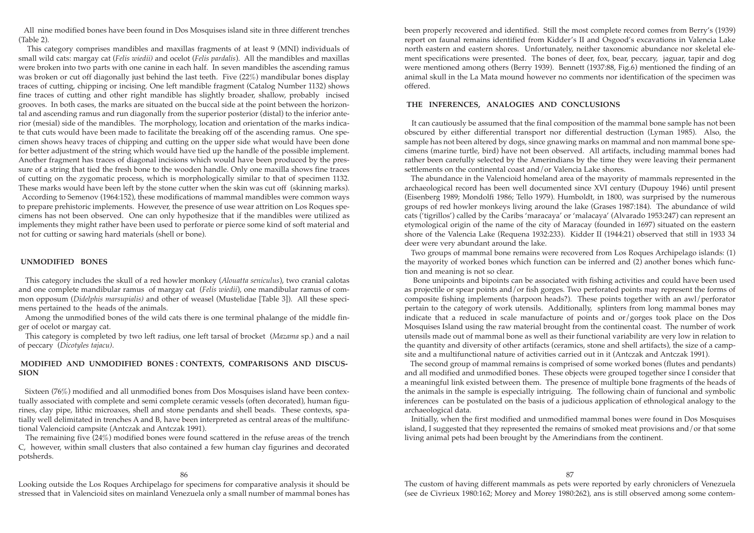All nine modified bones have been found in Dos Mosquises island site in three different trenches (Table 2).

This category comprises mandibles and maxillas fragments of at least 9 (MNI) individuals of small wild cats: margay cat (*Felis wiedii)* and ocelot (*Felis pardalis*). All the mandibles and maxillas were broken into two parts with one canine in each half. In seven mandibles the ascending ramus was broken or cut off diagonally just behind the last teeth. Five (22%) mandibular bones display traces of cutting, chipping or incising. One left mandible fragment (Catalog Number 1132) shows fine traces of cutting and other right mandible has slightly broader, shallow, probably incised grooves. In both cases, the marks are situated on the buccal side at the point between the horizontal and ascending ramus and run diagonally from the superior posterior (distal) to the inferior anterior (mesial) side of the mandibles. The morphology, location and orientation of the marks indicate that cuts would have been made to facilitate the breaking off of the ascending ramus. One specimen shows heavy traces of chipping and cutting on the upper side what would have been done for better adjustment of the string which would have tied up the handle of the possible implement. Another fragment has traces of diagonal incisions which would have been produced by the pressure of a string that tied the fresh bone to the wooden handle. Only one maxilla shows fine traces of cutting on the zygomatic process, which is morphologically similar to that of specimen 1132. These marks would have been left by the stone cutter when the skin was cut off (skinning marks).

According to Semenov (1964:152), these modifications of mammal mandibles were common ways to prepare prehistoric implements. However, the presence of use wear attrition on Los Roques specimens has not been observed. One can only hypothesize that if the mandibles were utilized as implements they might rather have been used to perforate or pierce some kind of soft material and not for cutting or sawing hard materials (shell or bone).

## UNMODIFIED BONES

This category includes the skull of a red howler monkey (*Alouatta seniculus*), two cranial calotas and one complete mandibular ramus of margay cat (*Felis wiedii*), one mandibular ramus of common opposum (*Didelphis marsupialis)* and other of weasel (Mustelidae [Table 3]). All these specimens pertained to the heads of the animals.

Among the unmodified bones of the wild cats there is one terminal phalange of the middle finger of ocelot or margay cat.

This category is completed by two left radius, one left tarsal of brocket (*Mazama* sp.) and a nail of peccary (*Dicotyles tajacu)*.

## MODIFIED AND UNMODIFIED BONES : CONTEXTS, COMPARISONS AND DISCUSSION

Sixteen (76%) modified and all unmodified bones from Dos Mosquises island have been contextually associated with complete and semi complete ceramic vessels (often decorated), human figurines, clay pipe, lithic microaxes, shell and stone pendants and shell beads. These contexts, spatially well delimitated in trenches A and B, have been interpreted as central areas of the multifunctional Valencioid campsite (Antczak and Antczak 1991).

The remaining five (24%) modified bones were found scattered in the refuse areas of the trench C, however, within small clusters that also contained a few human clay figurines and decorated potsherds.

Looking outside the Los Roques Archipelago for specimens for comparative analysis it should be stressed that in Valencioid sites on mainland Venezuela only a small number of mammal bones has been properly recovered and identified. Still the most complete record comes from Berry's (1939) report on faunal remains identified from Kidder's II and Osgood's excavations in Valencia Lake north eastern and eastern shores. Unfortunately, neither taxonomic abundance nor skeletal element specifications were presented. The bones of deer, fox, bear, peccary, jaguar, tapir and dog were mentioned among others (Berry 1939). Bennett (1937:88, Fig.6) mentioned the finding of an animal skull in the La Mata mound however no comments nor identification of the specimen was offered.

## THE INFERENCES, ANALOGIES AND CONCLUSIONS

It can cautiously be assumed that the final composition of the mammal bone sample has not been obscured by either differential transport nor differential destruction (Lyman 1985). Also, the sample has not been altered by dogs, since gnawing marks on mammal and non mammal bone specimens (marine turtle, bird) have not been observed. All artifacts, including mammal bones had rather been carefully selected by the Amerindians by the time they were leaving their permanent settlements on the continental coast and/or Valencia Lake shores.

The abundance in the Valencioid homeland area of the mayority of mammals represented in the archaeological record has been well documented since XVI century (Dupouy 1946) until present (Eisenberg 1989; Mondolfi 1986; Tello 1979). Humboldt, in 1800, was surprised by the numerous groups of red howler monkeys living around the lake (Grases 1987:184). The abundance of wild cats ('tigrillos') called by the Caribs 'maracaya' or 'malacaya' (Alvarado 1953:247) can represent an etymological origin of the name of the city of Maracay (founded in 1697) situated on the eastern shore of the Valencia Lake (Requena 1932:233). Kidder II (1944:21) observed that still in 1933 34 deer were very abundant around the lake.

Two groups of mammal bone remains were recovered from Los Roques Archipelago islands: (1) the mayority of worked bones which function can be inferred and (2) another bones which function and meaning is not so clear.

Bone unipoints and bipoints can be associated with fishing activities and could have been used as projectile or spear points and/or fish gorges. Two perforated points may represent the forms of composite fishing implements (harpoon heads?). These points together with an awl/perforator pertain to the category of work utensils. Additionally, splinters from long mammal bones may indicate that a reduced in scale manufacture of points and or/gorges took place on the Dos Mosquises Island using the raw material brought from the continental coast. The number of work utensils made out of mammal bone as well as their functional variability are very low in relation to the quantity and diversity of other artifacts (ceramics, stone and shell artifacts), the size of a campsite and a multifunctional nature of activities carried out in it (Antczak and Antczak 1991).

The second group of mammal remains is comprised of some worked bones (flutes and pendants) and all modified and unmodified bones. These objects were grouped together since I consider that a meaningful link existed between them. The presence of multiple bone fragments of the heads of the animals in the sample is especially intriguing. The following chain of funcional and symbolic inferences can be postulated on the basis of a judicious application of ethnological analogy to the archaeological data.

Initially, when the first modified and unmodified mammal bones were found in Dos Mosquises island, I suggested that they represented the remains of smoked meat provisions and/or that some living animal pets had been brought by the Amerindians from the continent.

The custom of having different mammals as pets were reported by early chroniclers of Venezuela (see de Civrieux 1980:162; Morey and Morey 1980:262), ans is still observed among some contem-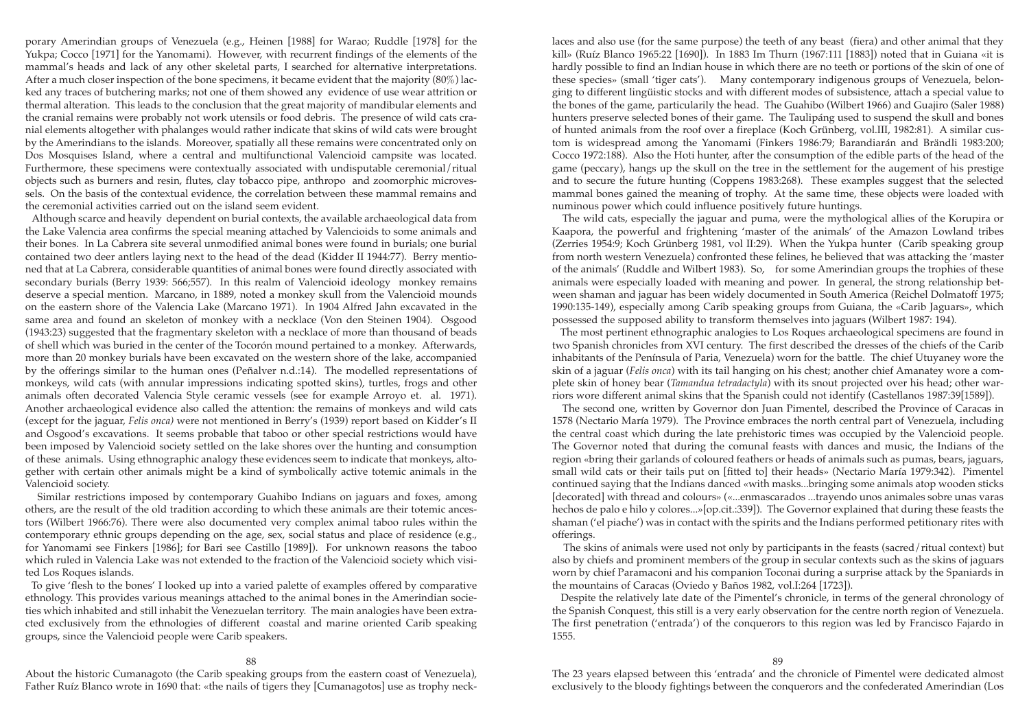porary Amerindian groups of Venezuela (e.g., Heinen [1988] for Warao; Ruddle [1978] for the Yukpa; Cocco [1971] for the Yanomami). However, with recurrent findings of the elements of the mammal's heads and lack of any other skeletal parts, I searched for alternative interpretations. After a much closer inspection of the bone specimens, it became evident that the majority (80%) lacked any traces of butchering marks; not one of them showed any evidence of use wear attrition or thermal alteration. This leads to the conclusion that the great majority of mandibular elements and the cranial remains were probably not work utensils or food debris. The presence of wild cats cranial elements altogether with phalanges would rather indicate that skins of wild cats were brought by the Amerindians to the islands. Moreover, spatially all these remains were concentrated only on Dos Mosquises Island, where a central and multifunctional Valencioid campsite was located. Furthermore, these specimens were contextually associated with undisputable ceremonial/ritual objects such as burners and resin, flutes, clay tobacco pipe, anthropo and zoomorphic microvessels. On the basis of the contextual evidence, the correlation between these mammal remains and the ceremonial activities carried out on the island seem evident.

Although scarce and heavily dependent on burial contexts, the available archaeological data from the Lake Valencia area confirms the special meaning attached by Valencioids to some animals and their bones. In La Cabrera site several unmodified animal bones were found in burials; one burial contained two deer antlers laying next to the head of the dead (Kidder II 1944:77). Berry mentioned that at La Cabrera, considerable quantities of animal bones were found directly associated with secondary burials (Berry 1939: 566;557). In this realm of Valencioid ideology monkey remains deserve a special mention. Marcano, in 1889, noted a monkey skull from the Valencioid mounds on the eastern shore of the Valencia Lake (Marcano 1971). In 1904 Alfred Jahn excavated in the same area and found an skeleton of monkey with a necklace (Von den Steinen 1904). Osgood (1943:23) suggested that the fragmentary skeleton with a necklace of more than thousand of beads of shell which was buried in the center of the Tocorón mound pertained to a monkey. Afterwards, more than 20 monkey burials have been excavated on the western shore of the lake, accompanied by the offerings similar to the human ones (Peñalver n.d.:14). The modelled representations of monkeys, wild cats (with annular impressions indicating spotted skins), turtles, frogs and other animals often decorated Valencia Style ceramic vessels (see for example Arroyo et. al. 1971). Another archaeological evidence also called the attention: the remains of monkeys and wild cats (except for the jaguar, *Felis onca)* were not mentioned in Berry's (1939) report based on Kidder's II and Osgood's excavations. It seems probable that taboo or other special restrictions would have been imposed by Valencioid society settled on the lake shores over the hunting and consumption of these animals. Using ethnographic analogy these evidences seem to indicate that monkeys, altogether with certain other animals might be a kind of symbolically active totemic animals in the Valencioid society.

Similar restrictions imposed by contemporary Guahibo Indians on jaguars and foxes, among others, are the result of the old tradition according to which these animals are their totemic ancestors (Wilbert 1966:76). There were also documented very complex animal taboo rules within the contemporary ethnic groups depending on the age, sex, social status and place of residence (e.g., for Yanomami see Finkers [1986]; for Bari see Castillo [1989]). For unknown reasons the taboo which ruled in Valencia Lake was not extended to the fraction of the Valencioid society which visited Los Roques islands.

To give 'flesh to the bones' I looked up into a varied palette of examples offered by comparative ethnology. This provides various meanings attached to the animal bones in the Amerindian societies which inhabited and still inhabit the Venezuelan territory. The main analogies have been extracted exclusively from the ethnologies of different coastal and marine oriented Carib speaking groups, since the Valencioid people were Carib speakers.

About the historic Cumanagoto (the Carib speaking groups from the eastern coast of Venezuela), Father Ruíz Blanco wrote in 1690 that: «the nails of tigers they [Cumanagotos] use as trophy necklaces and also use (for the same purpose) the teeth of any beast (fiera) and other animal that they kill» (Ruíz Blanco 1965:22 [1690]). In 1883 Im Thurn (1967:111 [1883]) noted that in Guiana «it is hardly possible to find an Indian house in which there are no teeth or portions of the skin of one of these species» (small 'tiger cats'). Many contemporary indigenous groups of Venezuela, belonging to different lingüistic stocks and with different modes of subsistence, attach a special value to the bones of the game, particularily the head. The Guahibo (Wilbert 1966) and Guajiro (Saler 1988) hunters preserve selected bones of their game. The Taulipáng used to suspend the skull and bones of hunted animals from the roof over a fireplace (Koch Grünberg, vol.III, 1982:81). A similar custom is widespread among the Yanomami (Finkers 1986:79; Barandiarán and Brändli 1983:200; Cocco 1972:188). Also the Hoti hunter, after the consumption of the edible parts of the head of the game (peccary), hangs up the skull on the tree in the settlement for the augement of his prestige and to secure the future hunting (Coppens 1983:268). These examples suggest that the selected mammal bones gained the meaning of trophy. At the same time, these objects were loaded with numinous power which could influence positively future huntings.

The wild cats, especially the jaguar and puma, were the mythological allies of the Korupira or Kaapora, the powerful and frightening 'master of the animals' of the Amazon Lowland tribes (Zerries 1954:9; Koch Grünberg 1981, vol II:29). When the Yukpa hunter (Carib speaking group from north western Venezuela) confronted these felines, he believed that was attacking the 'master of the animals' (Ruddle and Wilbert 1983). So, for some Amerindian groups the trophies of these animals were especially loaded with meaning and power. In general, the strong relationship between shaman and jaguar has been widely documented in South America (Reichel Dolmatoff 1975; 1990:135-149), especially among Carib speaking groups from Guiana, the «Carib Jaguars», which possessed the supposed ability to transform themselves into jaguars (Wilbert 1987: 194).

The most pertinent ethnographic analogies to Los Roques archaeological specimens are found in two Spanish chronicles from XVI century. The first described the dresses of the chiefs of the Carib inhabitants of the Península of Paria, Venezuela) worn for the battle. The chief Utuyaney wore the skin of a jaguar (*Felis onca*) with its tail hanging on his chest; another chief Amanatey wore a complete skin of honey bear (*Tamandua tetradactyla*) with its snout projected over his head; other warriors wore different animal skins that the Spanish could not identify (Castellanos 1987:39[1589]).

The second one, written by Governor don Juan Pimentel, described the Province of Caracas in 1578 (Nectario María 1979). The Province embraces the north central part of Venezuela, including the central coast which during the late prehistoric times was occupied by the Valencioid people. The Governor noted that during the comunal feasts with dances and music, the Indians of the region «bring their garlands of coloured feathers or heads of animals such as pumas, bears, jaguars, small wild cats or their tails put on [fitted to] their heads» (Nectario María 1979:342). Pimentel continued saying that the Indians danced «with masks...bringing some animals atop wooden sticks [decorated] with thread and colours» («...enmascarados ...trayendo unos animales sobre unas varas hechos de palo e hilo y colores...»[op.cit.:339]). The Governor explained that during these feasts the shaman ('el piache') was in contact with the spirits and the Indians performed petitionary rites with offerings.

The skins of animals were used not only by participants in the feasts (sacred/ritual context) but also by chiefs and prominent members of the group in secular contexts such as the skins of jaguars worn by chief Paramaconi and his companion Toconai during a surprise attack by the Spaniards in the mountains of Caracas (Oviedo y Baños 1982, vol.I:264 [1723]).

Despite the relatively late date of the Pimentel's chronicle, in terms of the general chronology of the Spanish Conquest, this still is a very early observation for the centre north region of Venezuela. The first penetration ('entrada') of the conquerors to this region was led by Francisco Fajardo in 1555.

The 23 years elapsed between this 'entrada' and the chronicle of Pimentel were dedicated almost exclusively to the bloody fightings between the conquerors and the confederated Amerindian (Los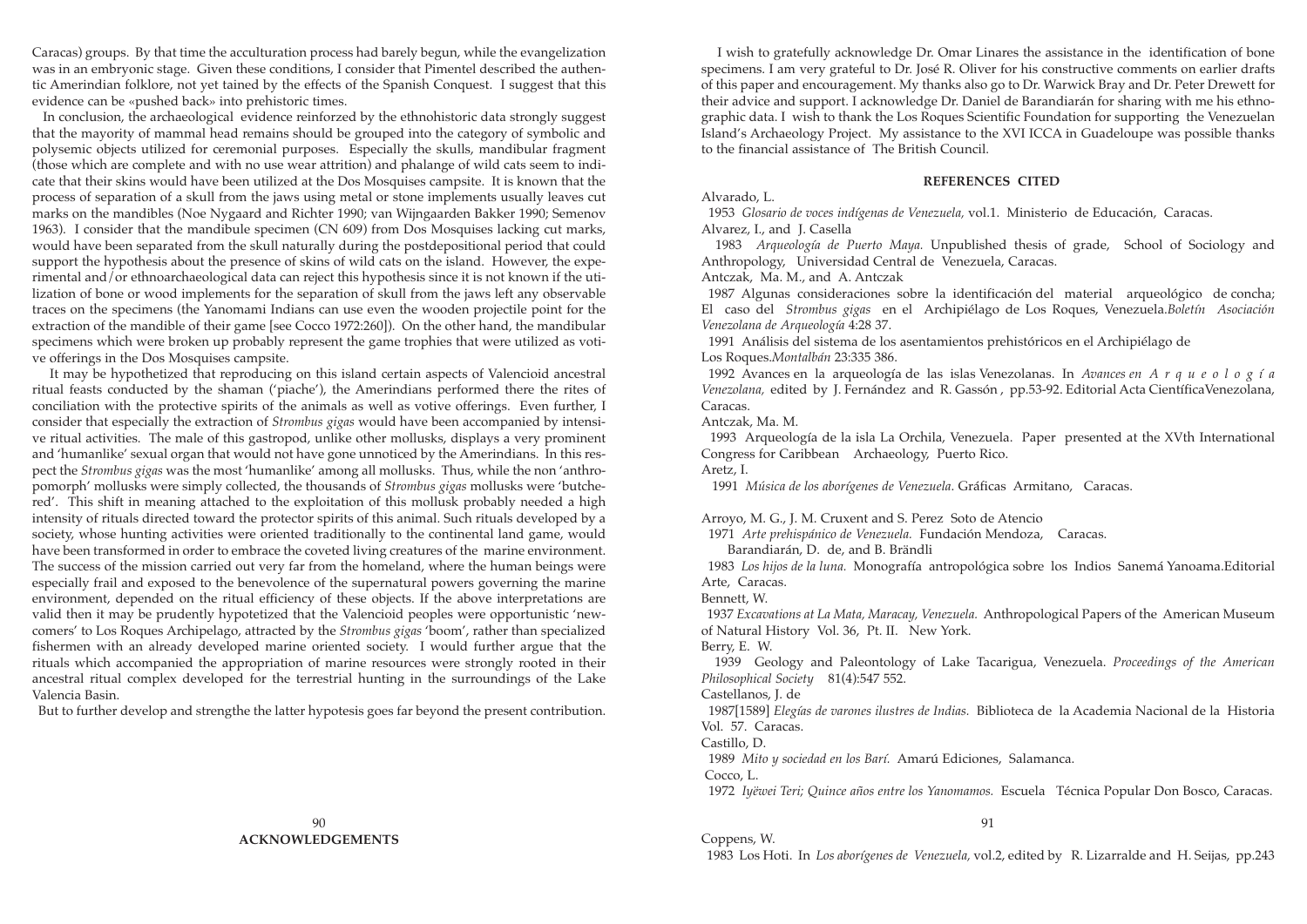Caracas) groups. By that time the acculturation process had barely begun, while the evangelization was in an embryonic stage. Given these conditions, I consider that Pimentel described the authentic Amerindian folklore, not yet tained by the effects of the Spanish Conquest. I suggest that this evidence can be «pushed back» into prehistoric times.

In conclusion, the archaeological evidence reinforzed by the ethnohistoric data strongly suggest that the mayority of mammal head remains should be grouped into the category of symbolic and polysemic objects utilized for ceremonial purposes. Especially the skulls, mandibular fragment (those which are complete and with no use wear attrition) and phalange of wild cats seem to indicate that their skins would have been utilized at the Dos Mosquises campsite. It is known that the process of separation of a skull from the jaws using metal or stone implements usually leaves cut marks on the mandibles (Noe Nygaard and Richter 1990; van Wijngaarden Bakker 1990; Semenov 1963). I consider that the mandibule specimen (CN 609) from Dos Mosquises lacking cut marks, would have been separated from the skull naturally during the postdepositional period that could support the hypothesis about the presence of skins of wild cats on the island. However, the experimental and/or ethnoarchaeological data can reject this hypothesis since it is not known if the utilization of bone or wood implements for the separation of skull from the jaws left any observable traces on the specimens (the Yanomami Indians can use even the wooden projectile point for the extraction of the mandible of their game [see Cocco 1972:260]). On the other hand, the mandibular specimens which were broken up probably represent the game trophies that were utilized as votive offerings in the Dos Mosquises campsite.

It may be hypothetized that reproducing on this island certain aspects of Valencioid ancestral ritual feasts conducted by the shaman ('piache'), the Amerindians performed there the rites of conciliation with the protective spirits of the animals as well as votive offerings. Even further, I consider that especially the extraction of *Strombus gigas* would have been accompanied by intensive ritual activities. The male of this gastropod, unlike other mollusks, displays a very prominent and 'humanlike' sexual organ that would not have gone unnoticed by the Amerindians. In this respect the *Strombus gigas* was the most 'humanlike' among all mollusks. Thus, while the non 'anthropomorph' mollusks were simply collected, the thousands of *Strombus gigas* mollusks were 'butchered'. This shift in meaning attached to the exploitation of this mollusk probably needed a high intensity of rituals directed toward the protector spirits of this animal. Such rituals developed by a society, whose hunting activities were oriented traditionally to the continental land game, would have been transformed in order to embrace the coveted living creatures of the marine environment. The success of the mission carried out very far from the homeland, where the human beings were especially frail and exposed to the benevolence of the supernatural powers governing the marine environment, depended on the ritual efficiency of these objects. If the above interpretations are valid then it may be prudently hypotetized that the Valencioid peoples were opportunistic 'newcomers' to Los Roques Archipelago, attracted by the *Strombus gigas* 'boom', rather than specialized fishermen with an already developed marine oriented society. I would further argue that the rituals which accompanied the appropriation of marine resources were strongly rooted in their ancestral ritual complex developed for the terrestrial hunting in the surroundings of the Lake Valencia Basin.

But to further develop and strengthe the latter hypotesis goes far beyond the present contribution.

## ACKNOWLEDGEMENTS

I wish to gratefully acknowledge Dr. Omar Linares the assistance in the identification of bone specimens. I am very grateful to Dr. José R. Oliver for his constructive comments on earlier drafts of this paper and encouragement. My thanks also go to Dr. Warwick Bray and Dr. Peter Drewett for their advice and support. I acknowledge Dr. Daniel de Barandiarán for sharing with me his ethnographic data. I wish to thank the Los Roques Scientific Foundation for supporting the Venezuelan Island's Archaeology Project. My assistance to the XVI ICCA in Guadeloupe was possible thanks to the financial assistance of The British Council.

## REFERENCES CITED

Alvarado, L.

1953 *Glosario de voces indígenas de Venezuela,* vol.1. Ministerio de Educación, Caracas.

Alvarez, I., and J. Casella

1983 *Arqueología de Puerto Maya.* Unpublished thesis of grade, School of Sociology and Anthropology, Universidad Central de Venezuela, Caracas.

Antczak, Ma. M., and A. Antczak

1987 Algunas consideraciones sobre la identificación del material arqueológico de concha; El caso del *Strombus gigas* en el Archipiélago de Los Roques, Venezuela. *Boletín Asociación Venezolana de Arqueología* 4:28 37.

1991 Análisis del sistema de los asentamientos prehistóricos en el Archipiélago de Los Roques. *Montalbán* 23:335 386.

1992 Avances en la arqueología de las islas Venezolanas. In *Avances en Arqueología Venezolana,* edited by J. Fernández and R. Gassón, pp.53-92. Editorial Acta Científica Venezolana, Caracas.

Antczak, Ma. M.

1993 Arqueología de la isla La Orchila, Venezuela. Paper presented at the XVth International Congress for Caribbean Archaeology, Puerto Rico.

Aretz, I.

1991 *Música de los aborígenes de Venezuela.* Gráficas Armitano, Caracas.

Arroyo, M. G., J. M. Cruxent and S. Perez Soto de Atencio

1971 *Arte prehispánico de Venezuela.* Fundación Mendoza, Caracas.

Barandiarán, D. de, and B. Brändli

1983 *Los hijos de la luna.* Monografía antropológica sobre los Indios Sanemá Yanoama. Editorial Arte, Caracas.

Bennett, W.

1937 *Excavations at La Mata, Maracay, Venezuela.* Anthropological Papers of the American Museum of Natural History Vol. 36, Pt. II. New York.

Berry, E. W.

1939 Geology and Paleontology of Lake Tacarigua, Venezuela. *Proceedings of the American Philosophical Society* 81(4):547 552.

Castellanos, J. de

1987[1589] *Elegías de varones ilustres de Indias.* Biblioteca de la Academia Nacional de la Historia Vol. 57. Caracas.

Castillo, D.

1989 *Mito y sociedad en los Barí.* Amarú Ediciones, Salamanca.

Cocco, L.

1972 *Iyëwei Teri; Quince años entre los Yanomamos.* Escuela Técnica Popular Don Bosco, Caracas.

Coppens, W.

1983 Los Hoti. In *Los aborígenes de Venezuela,* vol.2, edited by R. Lizarralde and H. Seijas, pp.243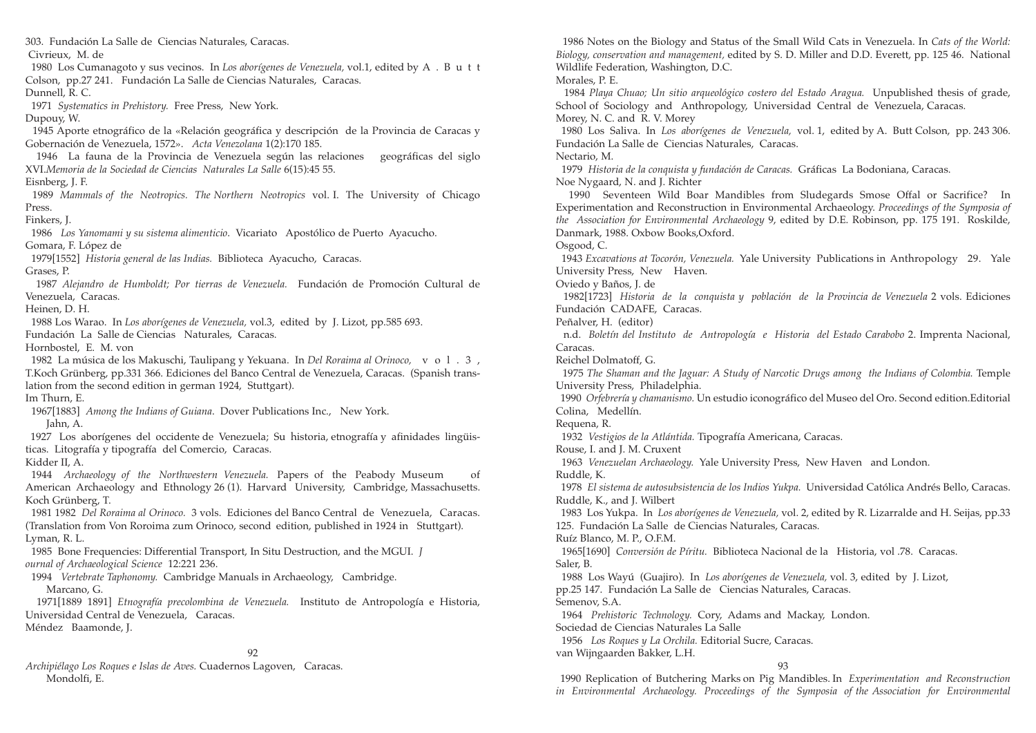303. Fundación La Salle de Ciencias Naturales, Caracas.

Civrieux, M. de

1980 Los Cumanagoto y sus vecinos. In *Los aborígenes de Venezuela,* vol.1, edited by A. Butt Colson, pp.27 241. Fundación La Salle de Ciencias Naturales, Caracas.

Dunnell, R. C.

1971 *Systematics in Prehistory.* Free Press, New York.

Dupouy, W.

1945 Aporte etnográfico de la «Relación geográfica y descripción de la Provincia de Caracas y Gobernación de Venezuela, 1572». *Acta Venezolana* 1(2):170 185.

1946 La fauna de la Provincia de Venezuela según las relaciones geográficas del siglo XVI.*Memoria de la Sociedad de Ciencias Naturales La Salle* 6(15):45 55.

Eisnberg, J. F.

1989 *Mammals of the Neotropics. The Northern Neotropics* vol. I. The University of Chicago Press.

Finkers, J.

1986 *Los Yanomami y su sistema alimenticio.* Vicariato Apostólico de Puerto Ayacucho.

Gomara, F. López de

1979[1552] *Historia general de las Indias.* Biblioteca Ayacucho, Caracas.

Grases, P.

1987 *Alejandro de Humboldt; Por tierras de Venezuela.* Fundación de Promoción Cultural de Venezuela, Caracas.

Heinen, D. H.

1988 Los Warao. In *Los aborígenes de Venezuela,* vol.3, edited by J. Lizot, pp.585 693. Fundación La Salle de Ciencias Naturales, Caracas.

Hornbostel, E. M. von

1982 La música de los Makuschi, Taulipang y Yekuana. In *Del Roraima al Orinoco,* vol. 3, T.Koch Grünberg, pp.331 366. Ediciones del Banco Central de Venezuela, Caracas. (Spanish translation from the second edition in german 1924, Stuttgart).

Im Thurn, E.

1967[1883] *Among the Indians of Guiana*. Dover Publications Inc., New York.

Jahn, A.

1927 Los aborígenes del occidente de Venezuela; Su historia, etnografía y afinidades lingüisticas. Litografía y tipografía del Comercio, Caracas.

Kidder II, A.

1944 *Archaeology of the Northwestern Venezuela.* Papers of the Peabody Museum of American Archaeology and Ethnology 26 (1). Harvard University, Cambridge, Massachusetts.

Koch Grünberg, T.

1981 1982 *Del Roraima al Orinoco.* 3 vols. Ediciones del Banco Central de Venezuela, Caracas. (Translation from Von Roroima zum Orinoco, second edition, published in 1924 in Stuttgart).

Lyman, R. L.

1985 Bone Frequencies: Differential Transport, In Situ Destruction, and the MGUI. *Journal of Archaeological Science* 12:221 236.

1994 *Vertebrate Taphonomy.* Cambridge Manuals in Archaeology, Cambridge.

Marcano, G.

1971[1889 1891] *Etnografía precolombina de Venezuela.* Instituto de Antropología e Historia, Universidad Central de Venezuela, Caracas.

Méndez Baamonde, J.

*Archipiélago Los Roques e Islas de Aves.* Cuadernos Lagoven, Caracas.

Mondolfi, E.

1986 Notes on the Biology and Status of the Small Wild Cats in Venezuela. In *Cats of the World: Biology, conservation and management,* edited by S. D. Miller and D.D. Everett, pp. 125 46. National Wildlife Federation, Washington, D.C.

Morales, P. E.

1984 *Playa Chuao; Un sitio arqueológico costero del Estado Aragua.* Unpublished thesis of grade, School of Sociology and Anthropology, Universidad Central de Venezuela, Caracas.

Morey, N. C. and R. V. Morey

1980 Los Saliva. In *Los aborígenes de Venezuela,* vol. 1, edited by A. Butt Colson, pp. 243 306. Fundación La Salle de Ciencias Naturales, Caracas.

Nectario, M.

1979 *Historia de la conquista y fundación de Caracas.* Gráficas La Bodoniana, Caracas.

Noe Nygaard, N. and J. Richter

1990 Seventeen Wild Boar Mandibles from Sludegards Smose Offal or Sacrifice? In Experimentation and Reconstruction in Environmental Archaeology. *Proceedings of the Symposia of the Association for Environmental Archaeology* 9, edited by D.E. Robinson, pp. 175 191. Roskilde, Danmark, 1988. Oxbow Books,Oxford.

Osgood, C.

1943 *Excavations at Tocorón, Venezuela.* Yale University Publications in Anthropology 29. Yale University Press, New Haven.

Oviedo y Baños, J. de

1982[1723] *Historia de la conquista y población de la Provincia de Venezuela* 2 vols. Ediciones Fundación CADAFE, Caracas.

Peñalver, H. (editor)

n.d. *Boletín del Instituto de Antropología e Historia del Estado Carabobo* 2. Imprenta Nacional, Caracas.

Reichel Dolmatoff, G.

1975 *The Shaman and the Jaguar: A Study of Narcotic Drugs among the Indians of Colombia.* Temple University Press, Philadelphia.

1990 *Orfebrería y chamanismo.* Un estudio iconográfico del Museo del Oro. Second edition.Editorial Colina, Medellín.

Requena, R.

1932 *Vestigios de la Atlántida.* Tipografía Americana, Caracas.

Rouse, I. and J. M. Cruxent

1963 *Venezuelan Archaeology.* Yale University Press, New Haven and London.

Ruddle, K.

1978 *El sistema de autosubsistencia de los Indios Yukpa.* Universidad Católica Andrés Bello, Caracas.

Ruddle, K., and J. Wilbert

1983 Los Yukpa. In *Los aborígenes de Venezuela,* vol. 2, edited by R. Lizarralde and H. Seijas, pp.33 125. Fundación La Salle de Ciencias Naturales, Caracas.

Ruíz Blanco, M. P., O.F.M.

1965[1690] *Conversión de Píritu*. Biblioteca Nacional de la Historia, vol .78. Caracas.

Saler, B.

1988 Los Wayú (Guajiro). In *Los aborígenes de Venezuela,* vol. 3, edited by J. Lizot, pp.25 147. Fundación La Salle de Ciencias Naturales, Caracas.

Semenov, S.A.

1964 *Prehistoric Technology.* Cory, Adams and Mackay, London.

Sociedad de Ciencias Naturales La Salle

1956 *Los Roques y La Orchila.* Editorial Sucre, Caracas.

van Wijngaarden Bakker, L.H.

1990 Replication of Butchering Marks on Pig Mandibles. In *Experimentation and Reconstruction in Environmental Archaeology. Proceedings of the Symposia of the Association for Environmental*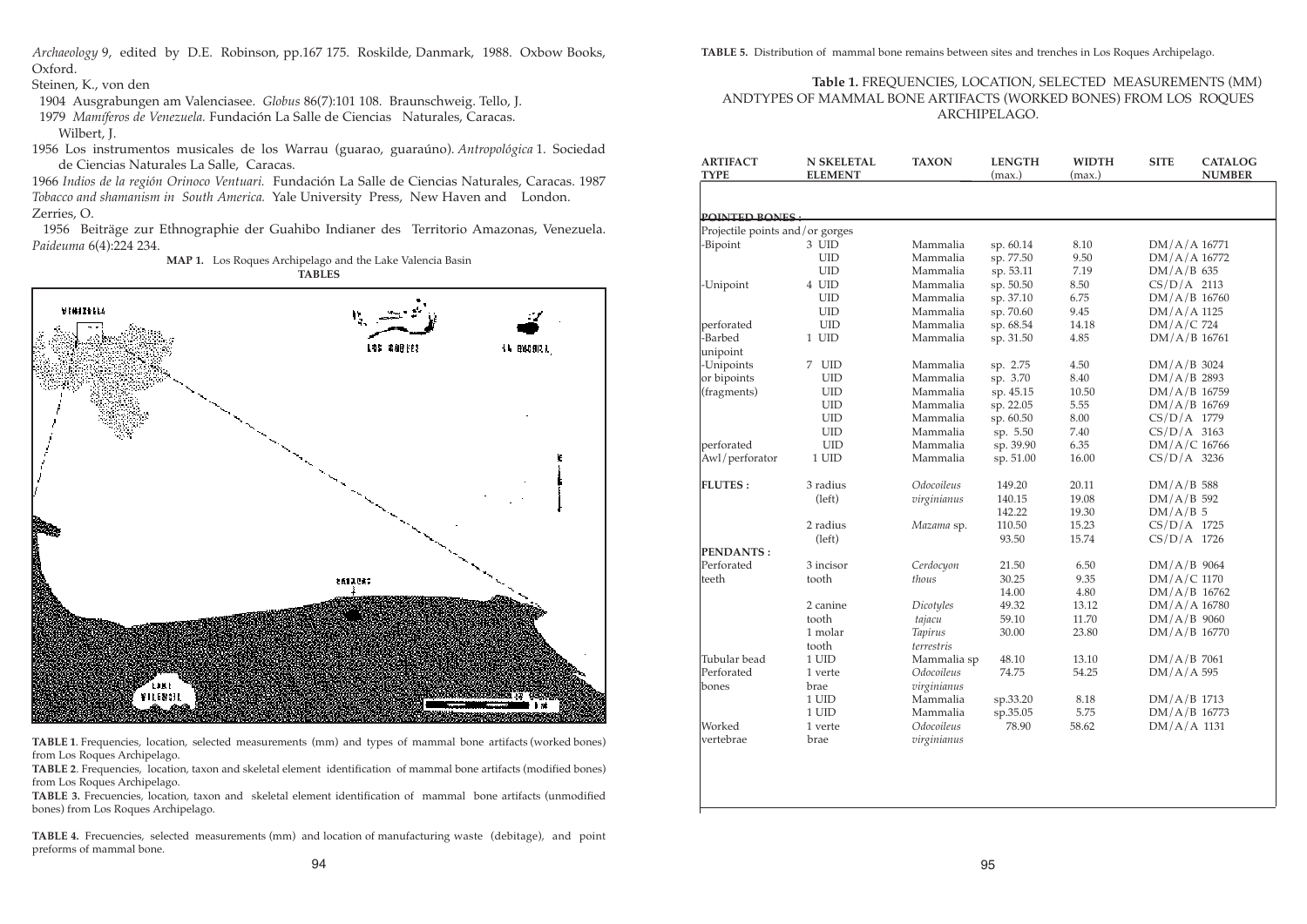*Archaeology* 9, edited by D.E. Robinson, pp.167 175. Roskilde, Danmark, 1988. Oxbow Books, Oxford.

Steinen, K., von den

1904 Ausgrabungen am Valenciasee. *Globus* 86(7):101 108. Braunschweig. Tello, J.

1979 *Mamíferos de Venezuela.* Fundación La Salle de Ciencias Naturales, Caracas.

Wilbert, J.

1956 Los instrumentos musicales de los Warrau (guarao, guaraúno). *Antropológica* 1. Sociedad de Ciencias Naturales La Salle, Caracas.

1966 *Indios de la región Orinoco Ventuari.* Fundación La Salle de Ciencias Naturales, Caracas. 1987 *Tobacco and shamanism in South America.* Yale University Press, New Haven and London.

Zerries, O.

1956 Beiträge zur Ethnographie der Guahibo Indianer des Territorio Amazonas, Venezuela. *Paideuma* 6(4):224 234.

**MAP 1.** Los Roques Archipelago and the Lake Valencia Basin

**TABLES**

**TABLE 1**. Frequencies, location, selected measurements (mm) and types of mammal bone artifacts (worked bones) from Los Roques Archipelago.

**TABLE 2**. Frequencies, location, taxon and skeletal element identification of mammal bone artifacts (modified bones) from Los Roques Archipelago.

**TABLE 3.** Frecuencies, location, taxon and skeletal element identification of mammal bone artifacts (unmodified bones) from Los Roques Archipelago.

**TABLE 4.** Frecuencies, selected measurements (mm) and location of manufacturing waste (debitage), and point preforms of mammal bone.

**TABLE 5.** Distribution of mammal bone remains between sites and trenches in Los Roques Archipelago.

**Table 1.** FREQUENCIES, LOCATION, SELECTED MEASUREMENTS (MM) ANDTYPES OF MAMMAL BONE ARTIFACTS (WORKED BONES) FROM LOS ROQUES ARCHIPELAGO.

| ARTIFACT TYPE | N SKELETAL ELEMENT | TAXON | LENGTH (max.) | WIDTH (max.) | SITE | CATALOG NUMBER |
|---|---|---|---|---|---|---|
| **POINTED BONES :** | | | | | | |
| Projectile points and/or gorges | | | | | | |
| -Bipoint | 3 UID | Mammalia | sp. 60.14 | 8.10 | DM/A/A | 16771 |
| | UID | Mammalia | sp. 77.50 | 9.50 | DM/A/A | 16772 |
| | UID | Mammalia | sp. 53.11 | 7.19 | DM/A/B | 635 |
| -Unipoint | 4 UID | Mammalia | sp. 50.50 | 8.50 | CS/D/A | 2113 |
| | UID | Mammalia | sp. 37.10 | 6.75 | DM/A/B | 16760 |
| | UID | Mammalia | sp. 70.60 | 9.45 | DM/A/A | 1125 |
| perforated | UID | Mammalia | sp. 68.54 | 14.18 | DM/A/C | 724 |
| -Barbed unipoint | 1 UID | Mammalia | sp. 31.50 | 4.85 | DM/A/B | 16761 |
| -Unipoints or bipoints (fragments) | 7 UID | Mammalia | sp. 2.75 | 4.50 | DM/A/B | 3024 |
| | UID | Mammalia | sp. 3.70 | 8.40 | DM/A/B | 2893 |
| | UID | Mammalia | sp. 45.15 | 10.50 | DM/A/B | 16759 |
| | UID | Mammalia | sp. 22.05 | 5.55 | DM/A/B | 16769 |
| | UID | Mammalia | sp. 60.50 | 8.00 | CS/D/A | 1779 |
| | UID | Mammalia | sp. 5.50 | 7.40 | CS/D/A | 3163 |
| perforated | UID | Mammalia | sp. 39.90 | 6.35 | DM/A/C | 16766 |
| Awl/perforator | 1 UID | Mammalia | sp. 51.00 | 16.00 | CS/D/A | 3236 |
| **FLUTES :** | 3 radius (left) | *Odocoileus virginianus* | 149.20 | 20.11 | DM/A/B | 588 |
| | | | 140.15 | 19.08 | DM/A/B | 592 |
| | | | 142.22 | 19.30 | DM/A/B | 5 |
| | 2 radius (left) | *Mazama* sp. | 110.50 | 15.23 | CS/D/A | 1725 |
| | | | 93.50 | 15.74 | CS/D/A | 1726 |
| **PENDANTS :** | | | | | | |
| Perforated teeth | 3 incisor tooth | *Cerdocyon thous* | 21.50 | 6.50 | DM/A/B | 9064 |
| | | | 30.25 | 9.35 | DM/A/C | 1170 |
| | | | 14.00 | 4.80 | DM/A/B | 16762 |
| | 2 canine tooth | *Dicotyles tajacu* | 49.32 | 13.12 | DM/A/A | 16780 |
| | | | 59.10 | 11.70 | DM/A/B | 9060 |
| | 1 molar tooth | *Tapirus terrestris* | 30.00 | 23.80 | DM/A/B | 16770 |
| Tubular bead | 1 UID | Mammalia sp | 48.10 | 13.10 | DM/A/B | 7061 |
| Perforated bones | 1 vertebrae | *Odocoileus virginianus* | 74.75 | 54.25 | DM/A/A | 595 |
| | 1 UID | Mammalia | sp.33.20 | 8.18 | DM/A/B | 1713 |
| | 1 UID | Mammalia | sp.35.05 | 5.75 | DM/A/B | 16773 |
| Worked vertebrae | 1 vertebrae | *Odocoileus virginianus* | 78.90 | 58.62 | DM/A/A | 1131 |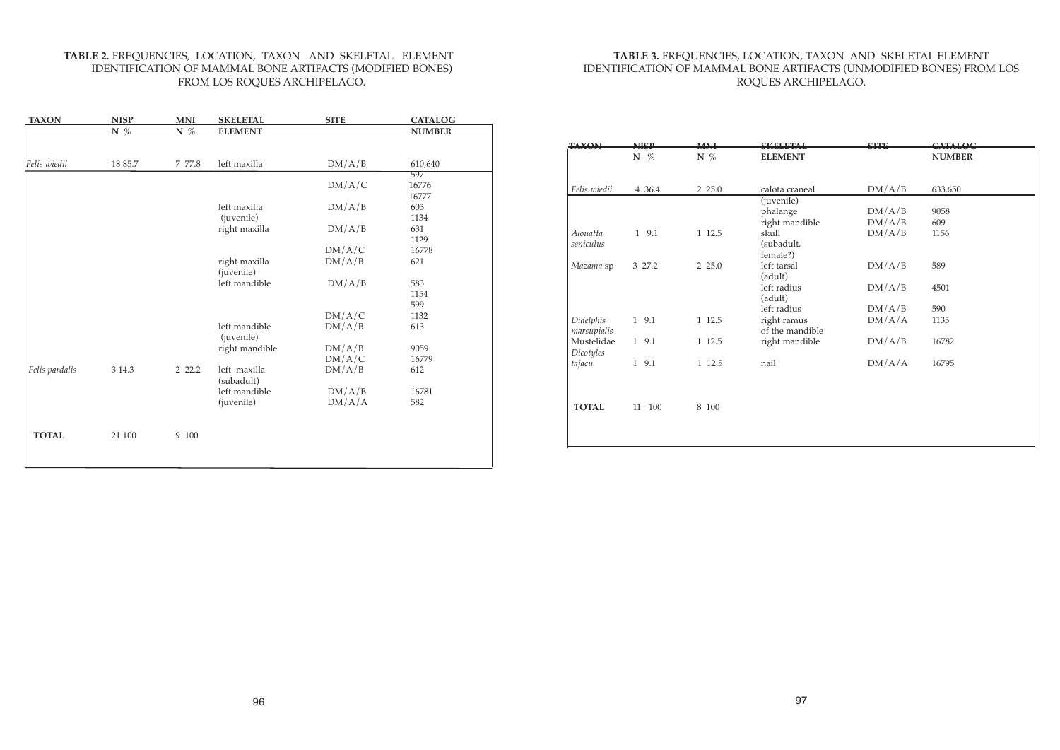**TABLE 2.** FREQUENCIES, LOCATION, TAXON AND SKELETAL ELEMENT IDENTIFICATION OF MAMMAL BONE ARTIFACTS (MODIFIED BONES) FROM LOS ROQUES ARCHIPELAGO.

| TAXON | NISP N % | MNI N % | SKELETAL ELEMENT | SITE | CATALOG NUMBER |
|---|---|---|---|---|---|
| *Felis wiedii* | 18 85.7 | 7 77.8 | left maxilla | DM/A/B | 610,640 |
| | | | | | 597 |
| | | | | DM/A/C | 16776 |
| | | | | | 16777 |
| | | | left maxilla (juvenile) | DM/A/B | 603 |
| | | | | | 1134 |
| | | | right maxilla | DM/A/B | 631 |
| | | | | | 1129 |
| | | | | DM/A/C | 16778 |
| | | | right maxilla (juvenile) | DM/A/B | 621 |
| | | | left mandible | DM/A/B | 583 |
| | | | | | 1154 |
| | | | | | 599 |
| | | | | DM/A/C | 1132 |
| | | | left mandible (juvenile) | DM/A/B | 613 |
| | | | right mandible | DM/A/B | 9059 |
| | | | | DM/A/C | 16779 |
| *Felis pardalis* | 3 14.3 | 2 22.2 | left maxilla (subadult) | DM/A/B | 612 |
| | | | left mandible | DM/A/B | 16781 |
| | | | (juvenile) | DM/A/A | 582 |
| **TOTAL** | 21 100 | 9 100 | | | |

**TABLE 3.** FREQUENCIES, LOCATION, TAXON AND SKELETAL ELEMENT IDENTIFICATION OF MAMMAL BONE ARTIFACTS (UNMODIFIED BONES) FROM LOS ROQUES ARCHIPELAGO.

| TAXON | NISP N % | MNI N % | SKELETAL ELEMENT | SITE | CATALOG NUMBER |
|---|---|---|---|---|---|
| *Felis wiedii* | 4 36.4 | 2 25.0 | calota craneal (juvenile) | DM/A/B | 633,650 |
| | | | phalange | DM/A/B | 9058 |
| | | | right mandible | DM/A/B | 609 |
| *Alouatta seniculus* | 1 9.1 | 1 12.5 | skull (subadult, female?) | DM/A/B | 1156 |
| *Mazama* sp | 3 27.2 | 2 25.0 | left tarsal (adult) | DM/A/B | 589 |
| | | | left radius (adult) | DM/A/B | 4501 |
| | | | left radius | DM/A/B | 590 |
| *Didelphis marsupialis* | 1 9.1 | 1 12.5 | right ramus of the mandible | DM/A/A | 1135 |
| Mustelidae | 1 9.1 | 1 12.5 | right mandible | DM/A/B | 16782 |
| *Dicotyles tajacu* | 1 9.1 | 1 12.5 | nail | DM/A/A | 16795 |
| **TOTAL** | 11 100 | 8 100 | | | |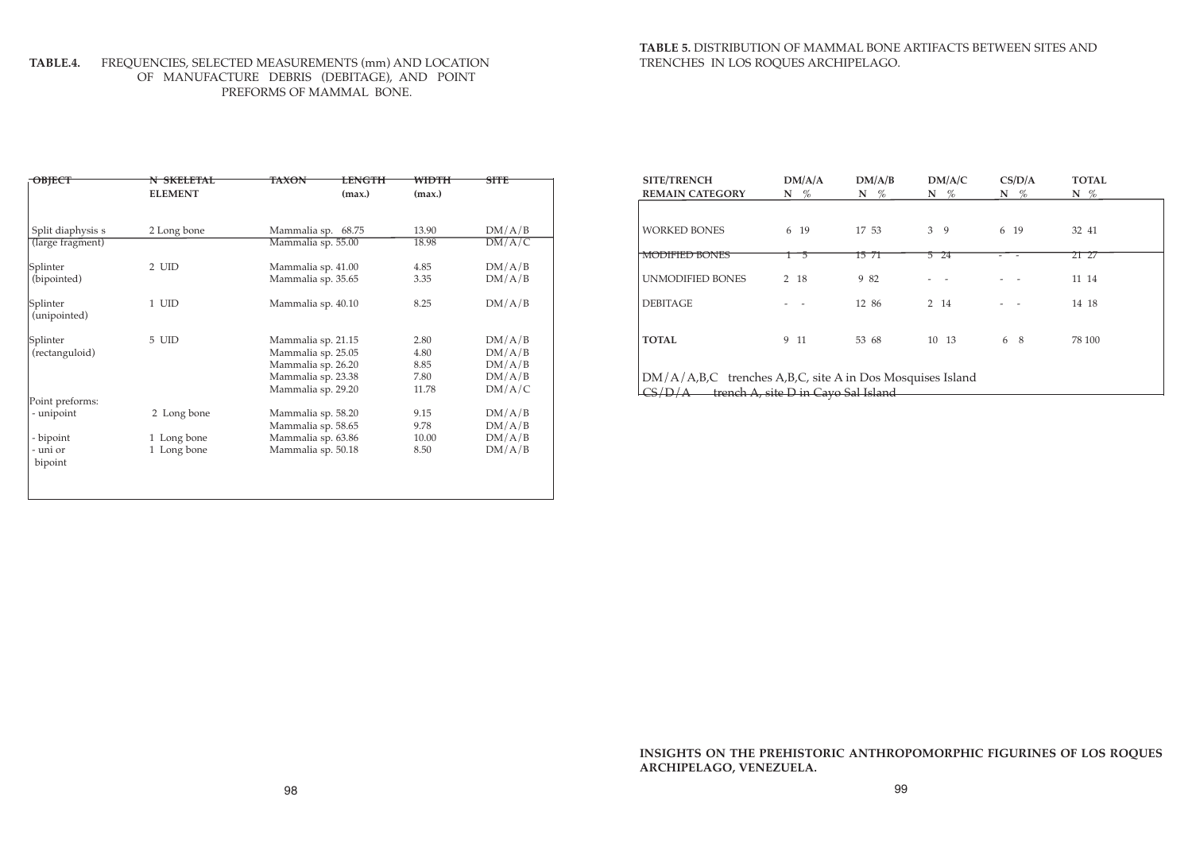**TABLE.4.** FREQUENCIES, SELECTED MEASUREMENTS (mm) AND LOCATION OF MANUFACTURE DEBRIS (DEBITAGE), AND POINT PREFORMS OF MAMMAL BONE.

| OBJECT | N SKELETAL ELEMENT | TAXON | LENGTH (max.) | WIDTH (max.) | SITE |
|---|---|---|---|---|---|
| Split diaphysis s (large fragment) | 2 Long bone | Mammalia sp. | 68.75 | 13.90 | DM/A/B |
| | | Mammalia sp. | 55.00 | 18.98 | DM/A/C |
| Splinter (bipointed) | 2 UID | Mammalia sp. | 41.00 | 4.85 | DM/A/B |
| | | Mammalia sp. | 35.65 | 3.35 | DM/A/B |
| Splinter (unipointed) | 1 UID | Mammalia sp. | 40.10 | 8.25 | DM/A/B |
| Splinter (rectanguloid) | 5 UID | Mammalia sp. | 21.15 | 2.80 | DM/A/B |
| | | Mammalia sp. | 25.05 | 4.80 | DM/A/B |
| | | Mammalia sp. | 26.20 | 8.85 | DM/A/B |
| | | Mammalia sp. | 23.38 | 7.80 | DM/A/B |
| | | Mammalia sp. | 29.20 | 11.78 | DM/A/C |
| Point preforms: | | | | | |
| - unipoint | 2 Long bone | Mammalia sp. | 58.20 | 9.15 | DM/A/B |
| | | Mammalia sp. | 58.65 | 9.78 | DM/A/B |
| - bipoint | 1 Long bone | Mammalia sp. | 63.86 | 10.00 | DM/A/B |
| - uni or bipoint | 1 Long bone | Mammalia sp. | 50.18 | 8.50 | DM/A/B |

**TABLE 5.** DISTRIBUTION OF MAMMAL BONE ARTIFACTS BETWEEN SITES AND TRENCHES IN LOS ROQUES ARCHIPELAGO.

| SITE/TRENCH | DM/A/A | | DM/A/B | | DM/A/C | | CS/D/A | | TOTAL | |
|---|---|---|---|---|---|---|---|---|---|---|
| REMAIN CATEGORY | N | % | N | % | N | % | N | % | N | % |
| WORKED BONES | 6 | 19 | 17 | 53 | 3 | 9 | 6 | 19 | 32 | 41 |
| MODIFIED BONES | 1 | 5 | 15 | 71 | 5 | 24 | - | - | 21 | 27 |
| UNMODIFIED BONES | 2 | 18 | 9 | 82 | - | - | - | - | 11 | 14 |
| DEBITAGE | - | - | 12 | 86 | 2 | 14 | - | - | 14 | 18 |
| **TOTAL** | 9 | 11 | 53 | 68 | 10 | 13 | 6 | 8 | 78 | 100 |

DM/A/A,B,C trenches A,B,C, site A in Dos Mosquises Island
CS/D/A trench A, site D in Cayo Sal Island

**INSIGHTS ON THE PREHISTORIC ANTHROPOMORPHIC FIGURINES OF LOS ROQUES ARCHIPELAGO, VENEZUELA.**